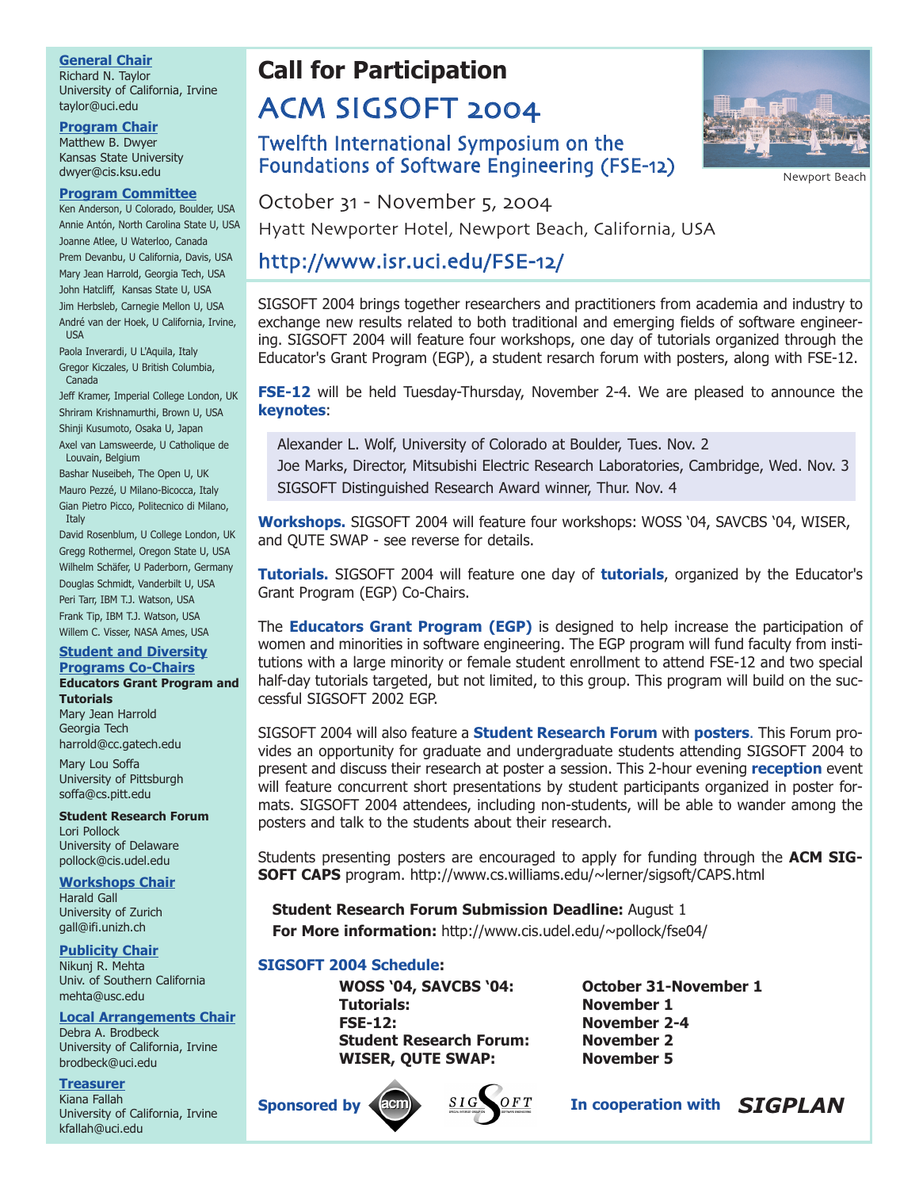# Call for Participation

# ACM SIGSOFT 2004

## Twelfth International Symposium on the Foundations of Software Engineering (FSE-12)

Newport Beach

October 31 - November 5, 2004

Hyatt Newporter Hotel, Newport Beach, California, USA

http://www.isr.uci.edu/FSE-12/

SIGSOFT 2004 brings together researchers and practitioners from academia and industry to exchange new results related to both traditional and emerging fields of software engineering. SIGSOFT 2004 will feature four workshops, one day of tutorials organized through the Educator's Grant Program (EGP), a student resarch forum with posters, along with FSE-12.

**FSE-12** will be held Tuesday-Thursday, November 2-4. We are pleased to announce the **keynotes**:

> Alexander L. Wolf, University of Colorado at Boulder, Tues. Nov. 2
> Joe Marks, Director, Mitsubishi Electric Research Laboratories, Cambridge, Wed. Nov. 3
> SIGSOFT Distinguished Research Award winner, Thur. Nov. 4

**Workshops.** SIGSOFT 2004 will feature four workshops: WOSS '04, SAVCBS '04, WISER, and QUTE SWAP - see reverse for details.

**Tutorials.** SIGSOFT 2004 will feature one day of **tutorials**, organized by the Educator's Grant Program (EGP) Co-Chairs.

The **Educators Grant Program (EGP)** is designed to help increase the participation of women and minorities in software engineering. The EGP program will fund faculty from institutions with a large minority or female student enrollment to attend FSE-12 and two special half-day tutorials targeted, but not limited, to this group. This program will build on the successful SIGSOFT 2002 EGP.

SIGSOFT 2004 will also feature a **Student Research Forum** with **posters**. This Forum provides an opportunity for graduate and undergraduate students attending SIGSOFT 2004 to present and discuss their research at poster a session. This 2-hour evening **reception** event will feature concurrent short presentations by student participants organized in poster formats. SIGSOFT 2004 attendees, including non-students, will be able to wander among the posters and talk to the students about their research.

Students presenting posters are encouraged to apply for funding through the **ACM SIGSOFT CAPS** program. http://www.cs.williams.edu/~lerner/sigsoft/CAPS.html

**Student Research Forum Submission Deadline:** August 1
**For More information:** http://www.cis.udel.edu/~pollock/fse04/

**SIGSOFT 2004 Schedule:**

| | |
|---|---|
| **WOSS '04, SAVCBS '04:** | **October 31-November 1** |
| **Tutorials:** | **November 1** |
| **FSE-12:** | **November 2-4** |
| **Student Research Forum:** | **November 2** |
| **WISER, QUTE SWAP:** | **November 5** |

**Sponsored by** ACM SIGSOFT **In cooperation with** ***SIGPLAN***

---

**General Chair**
Richard N. Taylor
University of California, Irvine
taylor@uci.edu

**Program Chair**
Matthew B. Dwyer
Kansas State University
dwyer@cis.ksu.edu

**Program Committee**
Ken Anderson, U Colorado, Boulder, USA
Annie Antón, North Carolina State U, USA
Joanne Atlee, U Waterloo, Canada
Prem Devanbu, U California, Davis, USA
Mary Jean Harrold, Georgia Tech, USA
John Hatcliff, Kansas State U, USA
Jim Herbsleb, Carnegie Mellon U, USA
André van der Hoek, U California, Irvine, USA
Paola Inverardi, U L'Aquila, Italy
Gregor Kiczales, U British Columbia, Canada
Jeff Kramer, Imperial College London, UK
Shriram Krishnamurthi, Brown U, USA
Shinji Kusumoto, Osaka U, Japan
Axel van Lamsweerde, U Catholique de Louvain, Belgium
Bashar Nuseibeh, The Open U, UK
Mauro Pezzé, U Milano-Bicocca, Italy
Gian Pietro Picco, Politecnico di Milano, Italy
David Rosenblum, U College London, UK
Gregg Rothermel, Oregon State U, USA
Wilhelm Schäfer, U Paderborn, Germany
Douglas Schmidt, Vanderbilt U, USA
Peri Tarr, IBM T.J. Watson, USA
Frank Tip, IBM T.J. Watson, USA
Willem C. Visser, NASA Ames, USA

**Student and Diversity Programs Co-Chairs**

**Educators Grant Program and Tutorials**
Mary Jean Harrold
Georgia Tech
harrold@cc.gatech.edu

Mary Lou Soffa
University of Pittsburgh
soffa@cs.pitt.edu

**Student Research Forum**
Lori Pollock
University of Delaware
pollock@cis.udel.edu

**Workshops Chair**
Harald Gall
University of Zurich
gall@ifi.unizh.ch

**Publicity Chair**
Nikunj R. Mehta
Univ. of Southern California
mehta@usc.edu

**Local Arrangements Chair**
Debra A. Brodbeck
University of California, Irvine
brodbeck@uci.edu

**Treasurer**
Kiana Fallah
University of California, Irvine
kfallah@uci.edu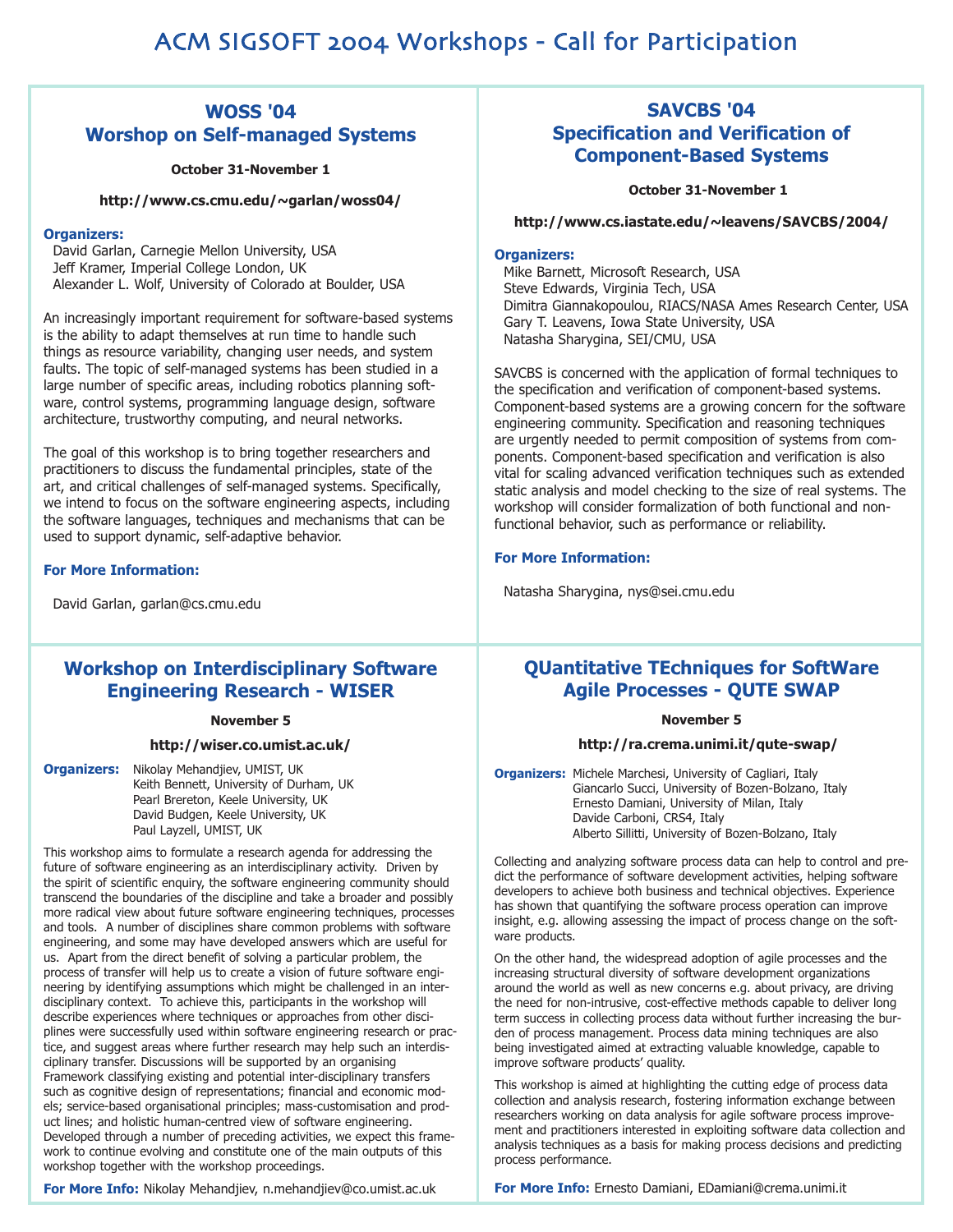# ACM SIGSOFT 2004 Workshops - Call for Participation

## WOSS '04
## Worshop on Self-managed Systems

**October 31-November 1**

**http://www.cs.cmu.edu/~garlan/woss04/**

**Organizers:**

David Garlan, Carnegie Mellon University, USA
Jeff Kramer, Imperial College London, UK
Alexander L. Wolf, University of Colorado at Boulder, USA

An increasingly important requirement for software-based systems is the ability to adapt themselves at run time to handle such things as resource variability, changing user needs, and system faults. The topic of self-managed systems has been studied in a large number of specific areas, including robotics planning software, control systems, programming language design, software architecture, trustworthy computing, and neural networks.

The goal of this workshop is to bring together researchers and practitioners to discuss the fundamental principles, state of the art, and critical challenges of self-managed systems. Specifically, we intend to focus on the software engineering aspects, including the software languages, techniques and mechanisms that can be used to support dynamic, self-adaptive behavior.

**For More Information:**

David Garlan, garlan@cs.cmu.edu

## SAVCBS '04
## Specification and Verification of Component-Based Systems

**October 31-November 1**

**http://www.cs.iastate.edu/~leavens/SAVCBS/2004/**

**Organizers:**

Mike Barnett, Microsoft Research, USA
Steve Edwards, Virginia Tech, USA
Dimitra Giannakopoulou, RIACS/NASA Ames Research Center, USA
Gary T. Leavens, Iowa State University, USA
Natasha Sharygina, SEI/CMU, USA

SAVCBS is concerned with the application of formal techniques to the specification and verification of component-based systems. Component-based systems are a growing concern for the software engineering community. Specification and reasoning techniques are urgently needed to permit composition of systems from components. Component-based specification and verification is also vital for scaling advanced verification techniques such as extended static analysis and model checking to the size of real systems. The workshop will consider formalization of both functional and non-functional behavior, such as performance or reliability.

**For More Information:**

Natasha Sharygina, nys@sei.cmu.edu

## Workshop on Interdisciplinary Software Engineering Research - WISER

**November 5**

**http://wiser.co.umist.ac.uk/**

**Organizers:** Nikolay Mehandjiev, UMIST, UK
Keith Bennett, University of Durham, UK
Pearl Brereton, Keele University, UK
David Budgen, Keele University, UK
Paul Layzell, UMIST, UK

This workshop aims to formulate a research agenda for addressing the future of software engineering as an interdisciplinary activity. Driven by the spirit of scientific enquiry, the software engineering community should transcend the boundaries of the discipline and take a broader and possibly more radical view about future software engineering techniques, processes and tools. A number of disciplines share common problems with software engineering, and some may have developed answers which are useful for us. Apart from the direct benefit of solving a particular problem, the process of transfer will help us to create a vision of future software engineering by identifying assumptions which might be challenged in an interdisciplinary context. To achieve this, participants in the workshop will describe experiences where techniques or approaches from other disciplines were successfully used within software engineering research or practice, and suggest areas where further research may help such an interdisciplinary transfer. Discussions will be supported by an organising Framework classifying existing and potential inter-disciplinary transfers such as cognitive design of representations; financial and economic models; service-based organisational principles; mass-customisation and product lines; and holistic human-centred view of software engineering. Developed through a number of preceding activities, we expect this framework to continue evolving and constitute one of the main outputs of this workshop together with the workshop proceedings.

**For More Info:** Nikolay Mehandjiev, n.mehandjiev@co.umist.ac.uk

## QUantitative TEchniques for SoftWare Agile Processes - QUTE SWAP

**November 5**

**http://ra.crema.unimi.it/qute-swap/**

**Organizers:** Michele Marchesi, University of Cagliari, Italy
Giancarlo Succi, University of Bozen-Bolzano, Italy
Ernesto Damiani, University of Milan, Italy
Davide Carboni, CRS4, Italy
Alberto Sillitti, University of Bozen-Bolzano, Italy

Collecting and analyzing software process data can help to control and predict the performance of software development activities, helping software developers to achieve both business and technical objectives. Experience has shown that quantifying the software process operation can improve insight, e.g. allowing assessing the impact of process change on the software products.

On the other hand, the widespread adoption of agile processes and the increasing structural diversity of software development organizations around the world as well as new concerns e.g. about privacy, are driving the need for non-intrusive, cost-effective methods capable to deliver long term success in collecting process data without further increasing the burden of process management. Process data mining techniques are also being investigated aimed at extracting valuable knowledge, capable to improve software products' quality.

This workshop is aimed at highlighting the cutting edge of process data collection and analysis research, fostering information exchange between researchers working on data analysis for agile software process improvement and practitioners interested in exploiting software data collection and analysis techniques as a basis for making process decisions and predicting process performance.

**For More Info:** Ernesto Damiani, EDamiani@crema.unimi.it